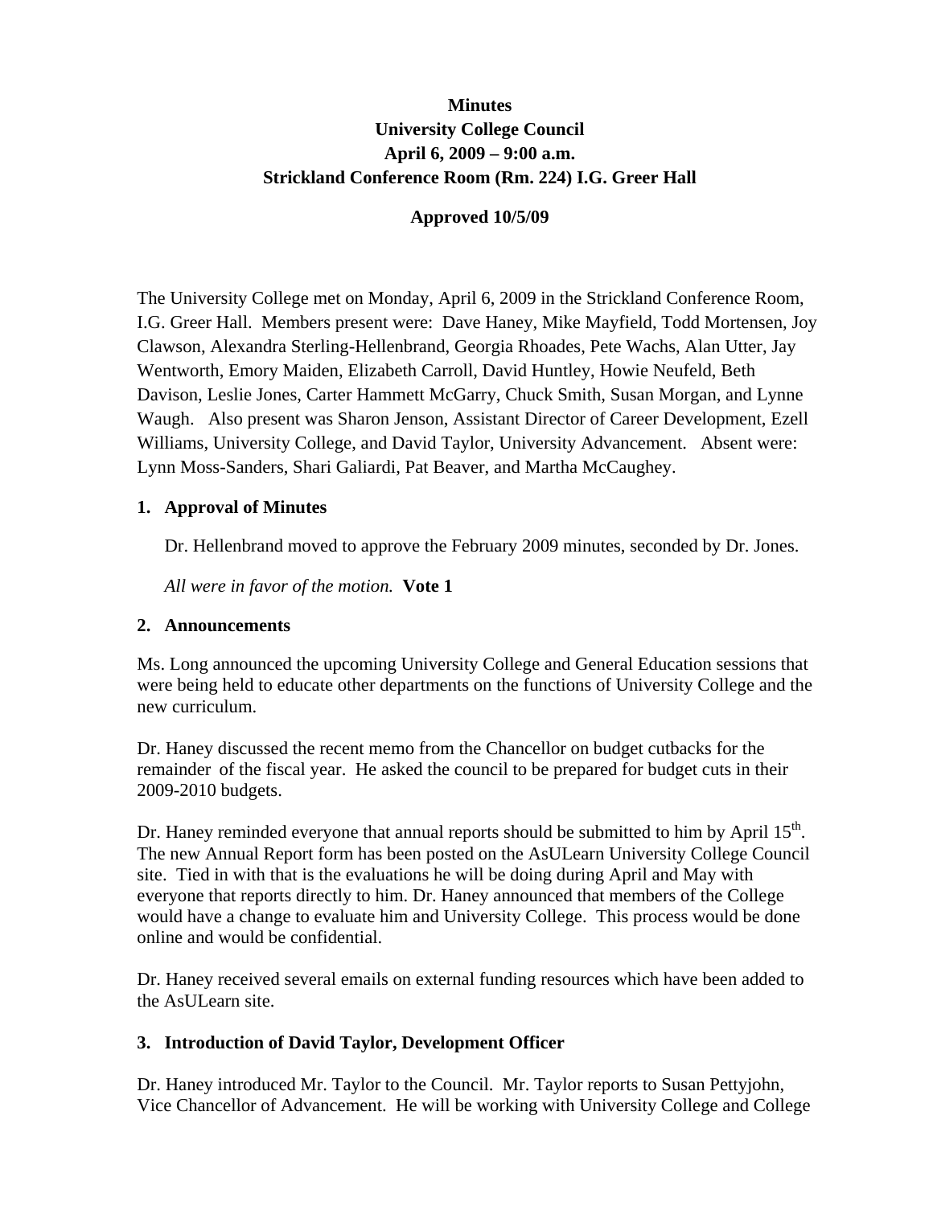# Minutes
## University College Council
## April 6, 2009 – 9:00 a.m.
## Strickland Conference Room (Rm. 224) I.G. Greer Hall

**Approved 10/5/09**

The University College met on Monday, April 6, 2009 in the Strickland Conference Room, I.G. Greer Hall. Members present were: Dave Haney, Mike Mayfield, Todd Mortensen, Joy Clawson, Alexandra Sterling-Hellenbrand, Georgia Rhoades, Pete Wachs, Alan Utter, Jay Wentworth, Emory Maiden, Elizabeth Carroll, David Huntley, Howie Neufeld, Beth Davison, Leslie Jones, Carter Hammett McGarry, Chuck Smith, Susan Morgan, and Lynne Waugh. Also present was Sharon Jenson, Assistant Director of Career Development, Ezell Williams, University College, and David Taylor, University Advancement. Absent were: Lynn Moss-Sanders, Shari Galiardi, Pat Beaver, and Martha McCaughey.

### 1. Approval of Minutes

Dr. Hellenbrand moved to approve the February 2009 minutes, seconded by Dr. Jones.

*All were in favor of the motion.* **Vote 1**

### 2. Announcements

Ms. Long announced the upcoming University College and General Education sessions that were being held to educate other departments on the functions of University College and the new curriculum.

Dr. Haney discussed the recent memo from the Chancellor on budget cutbacks for the remainder of the fiscal year. He asked the council to be prepared for budget cuts in their 2009-2010 budgets.

Dr. Haney reminded everyone that annual reports should be submitted to him by April 15th. The new Annual Report form has been posted on the AsULearn University College Council site. Tied in with that is the evaluations he will be doing during April and May with everyone that reports directly to him. Dr. Haney announced that members of the College would have a change to evaluate him and University College. This process would be done online and would be confidential.

Dr. Haney received several emails on external funding resources which have been added to the AsULearn site.

### 3. Introduction of David Taylor, Development Officer

Dr. Haney introduced Mr. Taylor to the Council. Mr. Taylor reports to Susan Pettyjohn, Vice Chancellor of Advancement. He will be working with University College and College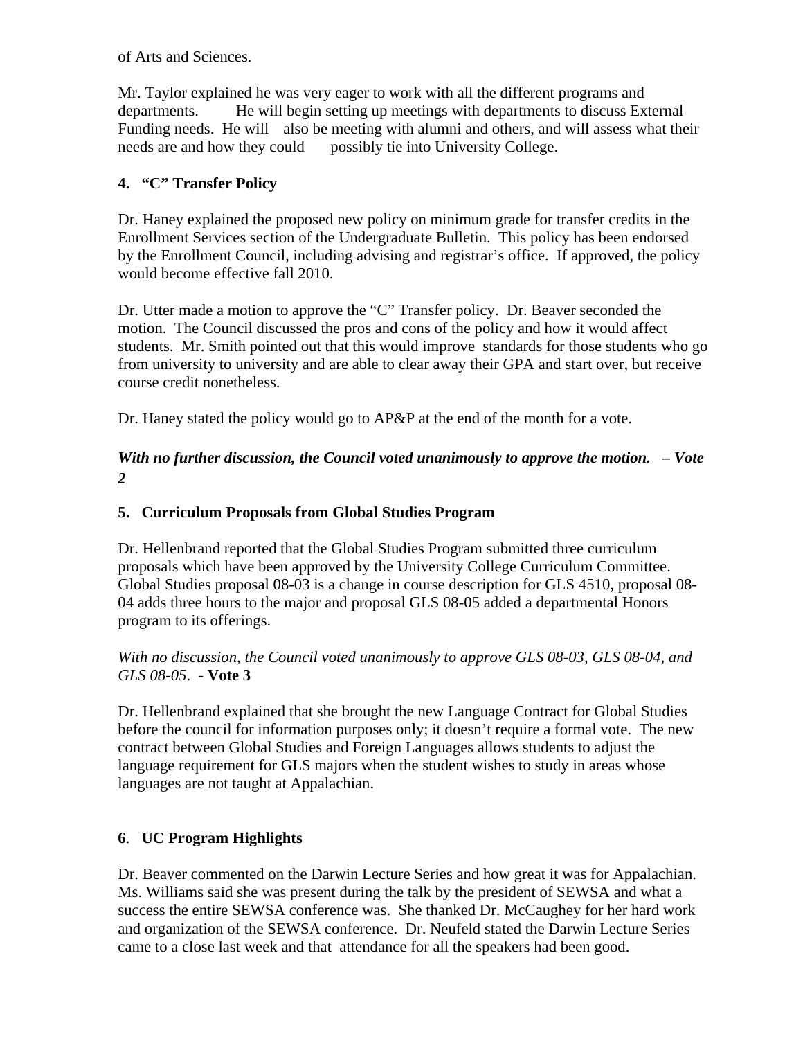of Arts and Sciences.

Mr. Taylor explained he was very eager to work with all the different programs and departments. He will begin setting up meetings with departments to discuss External Funding needs. He will also be meeting with alumni and others, and will assess what their needs are and how they could possibly tie into University College.

**4. "C" Transfer Policy**

Dr. Haney explained the proposed new policy on minimum grade for transfer credits in the Enrollment Services section of the Undergraduate Bulletin. This policy has been endorsed by the Enrollment Council, including advising and registrar's office. If approved, the policy would become effective fall 2010.

Dr. Utter made a motion to approve the "C" Transfer policy. Dr. Beaver seconded the motion. The Council discussed the pros and cons of the policy and how it would affect students. Mr. Smith pointed out that this would improve standards for those students who go from university to university and are able to clear away their GPA and start over, but receive course credit nonetheless.

Dr. Haney stated the policy would go to AP&P at the end of the month for a vote.

***With no further discussion, the Council voted unanimously to approve the motion. – Vote 2***

**5. Curriculum Proposals from Global Studies Program**

Dr. Hellenbrand reported that the Global Studies Program submitted three curriculum proposals which have been approved by the University College Curriculum Committee. Global Studies proposal 08-03 is a change in course description for GLS 4510, proposal 08-04 adds three hours to the major and proposal GLS 08-05 added a departmental Honors program to its offerings.

*With no discussion, the Council voted unanimously to approve GLS 08-03, GLS 08-04, and GLS 08-05*. - **Vote 3**

Dr. Hellenbrand explained that she brought the new Language Contract for Global Studies before the council for information purposes only; it doesn't require a formal vote. The new contract between Global Studies and Foreign Languages allows students to adjust the language requirement for GLS majors when the student wishes to study in areas whose languages are not taught at Appalachian.

**6. UC Program Highlights**

Dr. Beaver commented on the Darwin Lecture Series and how great it was for Appalachian. Ms. Williams said she was present during the talk by the president of SEWSA and what a success the entire SEWSA conference was. She thanked Dr. McCaughey for her hard work and organization of the SEWSA conference. Dr. Neufeld stated the Darwin Lecture Series came to a close last week and that attendance for all the speakers had been good.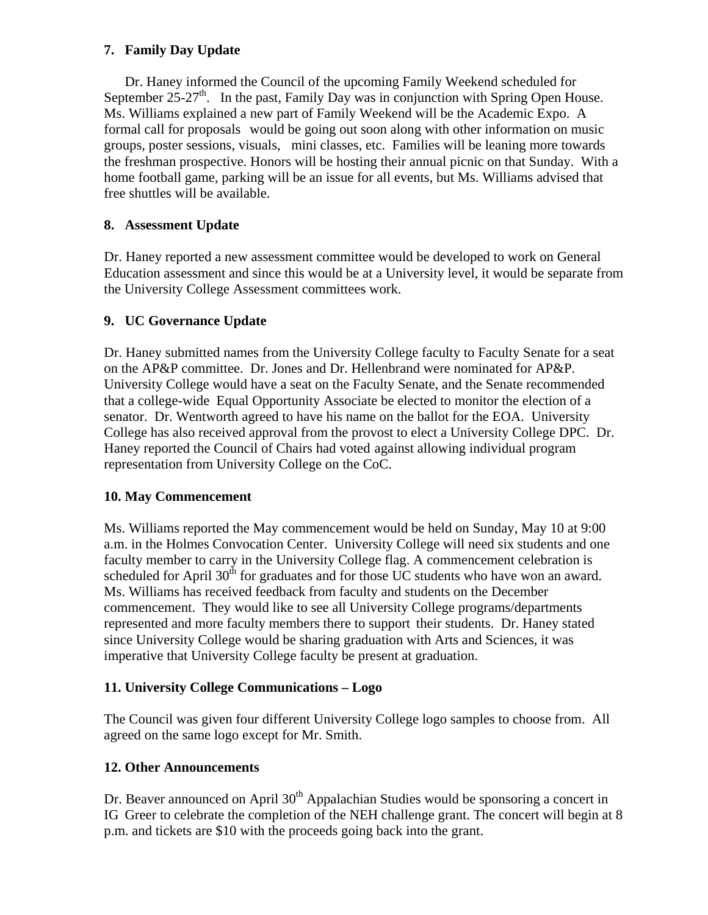### 7. Family Day Update

Dr. Haney informed the Council of the upcoming Family Weekend scheduled for September 25-27th. In the past, Family Day was in conjunction with Spring Open House. Ms. Williams explained a new part of Family Weekend will be the Academic Expo. A formal call for proposals would be going out soon along with other information on music groups, poster sessions, visuals, mini classes, etc. Families will be leaning more towards the freshman prospective. Honors will be hosting their annual picnic on that Sunday. With a home football game, parking will be an issue for all events, but Ms. Williams advised that free shuttles will be available.

### 8. Assessment Update

Dr. Haney reported a new assessment committee would be developed to work on General Education assessment and since this would be at a University level, it would be separate from the University College Assessment committees work.

### 9. UC Governance Update

Dr. Haney submitted names from the University College faculty to Faculty Senate for a seat on the AP&P committee. Dr. Jones and Dr. Hellenbrand were nominated for AP&P. University College would have a seat on the Faculty Senate, and the Senate recommended that a college-wide Equal Opportunity Associate be elected to monitor the election of a senator. Dr. Wentworth agreed to have his name on the ballot for the EOA. University College has also received approval from the provost to elect a University College DPC. Dr. Haney reported the Council of Chairs had voted against allowing individual program representation from University College on the CoC.

### 10. May Commencement

Ms. Williams reported the May commencement would be held on Sunday, May 10 at 9:00 a.m. in the Holmes Convocation Center. University College will need six students and one faculty member to carry in the University College flag. A commencement celebration is scheduled for April 30th for graduates and for those UC students who have won an award. Ms. Williams has received feedback from faculty and students on the December commencement. They would like to see all University College programs/departments represented and more faculty members there to support their students. Dr. Haney stated since University College would be sharing graduation with Arts and Sciences, it was imperative that University College faculty be present at graduation.

### 11. University College Communications – Logo

The Council was given four different University College logo samples to choose from. All agreed on the same logo except for Mr. Smith.

### 12. Other Announcements

Dr. Beaver announced on April 30th Appalachian Studies would be sponsoring a concert in IG Greer to celebrate the completion of the NEH challenge grant. The concert will begin at 8 p.m. and tickets are $10 with the proceeds going back into the grant.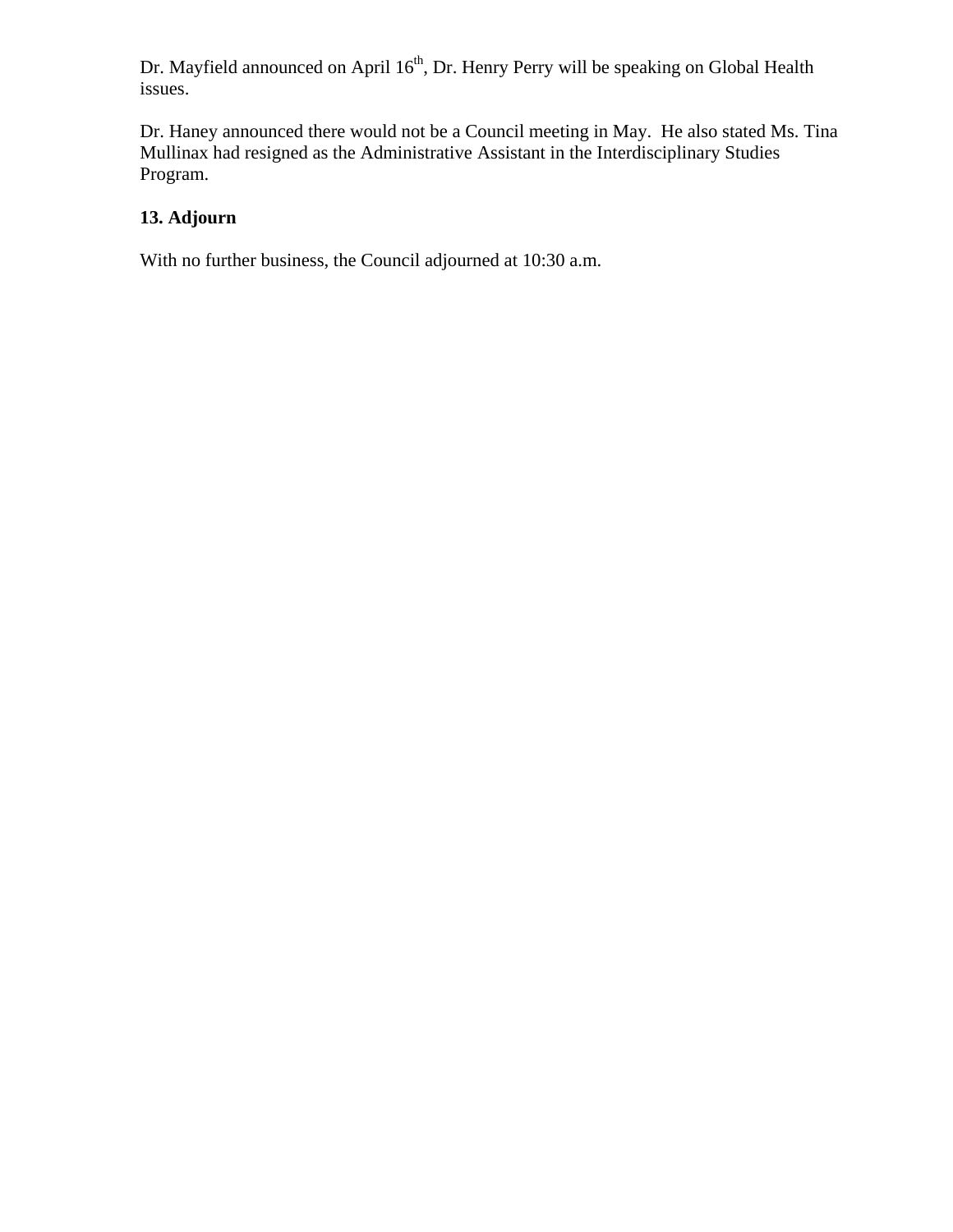Dr. Mayfield announced on April 16th, Dr. Henry Perry will be speaking on Global Health issues.

Dr. Haney announced there would not be a Council meeting in May. He also stated Ms. Tina Mullinax had resigned as the Administrative Assistant in the Interdisciplinary Studies Program.

**13. Adjourn**

With no further business, the Council adjourned at 10:30 a.m.